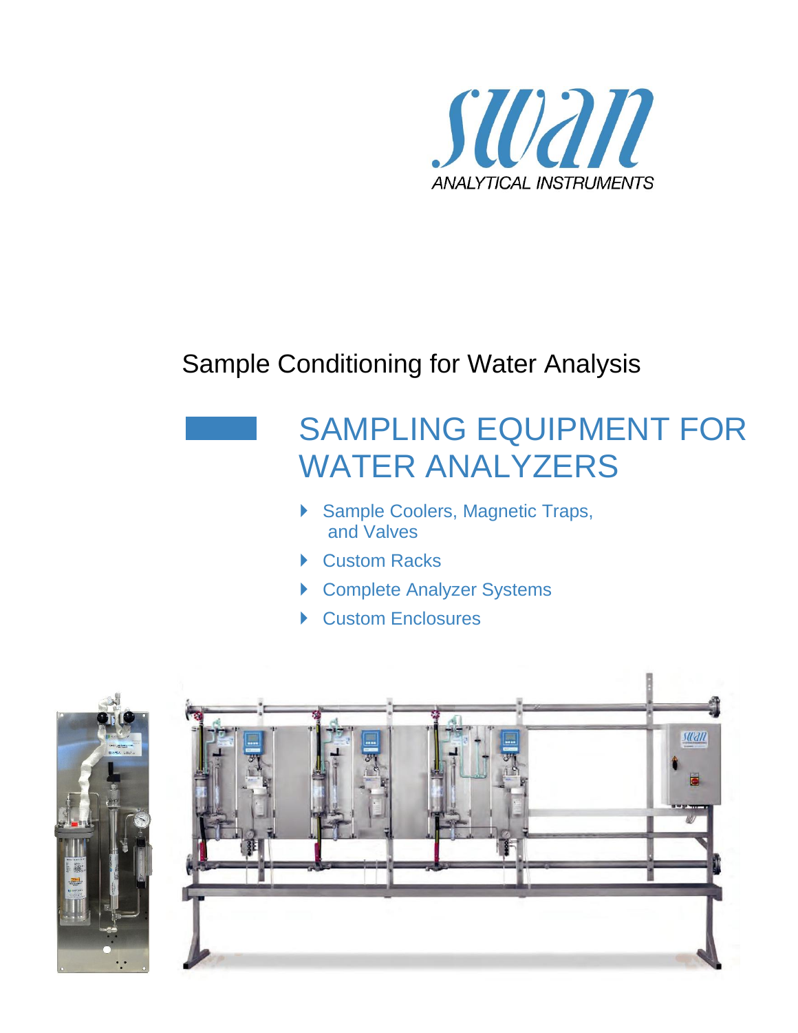swan

ANALYTICAL INSTRUMENTS

Sample Conditioning for Water Analysis

# SAMPLING EQUIPMENT FOR WATER ANALYZERS

- Sample Coolers, Magnetic Traps, and Valves
- Custom Racks
- Complete Analyzer Systems
- Custom Enclosures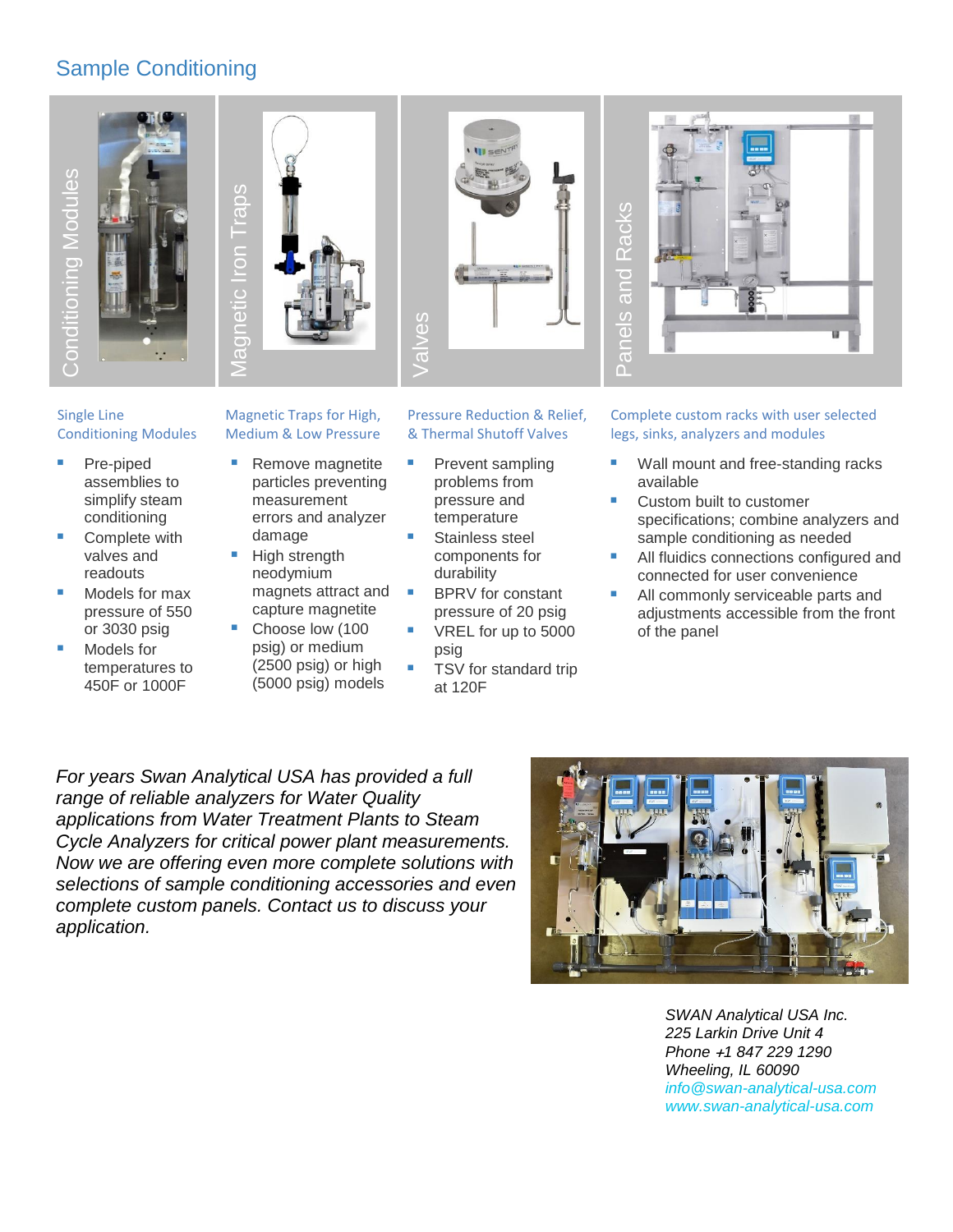## Sample Conditioning

### Conditioning Modules

Single Line Conditioning Modules

- Pre-piped assemblies to simplify steam conditioning
- Complete with valves and readouts
- Models for max pressure of 550 or 3030 psig
- Models for temperatures to 450F or 1000F

### Magnetic Iron Traps

Magnetic Traps for High, Medium & Low Pressure

- Remove magnetite particles preventing measurement errors and analyzer damage
- High strength neodymium magnets attract and capture magnetite
- Choose low (100 psig) or medium (2500 psig) or high (5000 psig) models

### Valves

Pressure Reduction & Relief, & Thermal Shutoff Valves

- Prevent sampling problems from pressure and temperature
- Stainless steel components for durability
- BPRV for constant pressure of 20 psig
- VREL for up to 5000 psig
- TSV for standard trip at 120F

### Panels and Racks

Complete custom racks with user selected legs, sinks, analyzers and modules

- Wall mount and free-standing racks available
- Custom built to customer specifications; combine analyzers and sample conditioning as needed
- All fluidics connections configured and connected for user convenience
- All commonly serviceable parts and adjustments accessible from the front of the panel

*For years Swan Analytical USA has provided a full range of reliable analyzers for Water Quality applications from Water Treatment Plants to Steam Cycle Analyzers for critical power plant measurements. Now we are offering even more complete solutions with selections of sample conditioning accessories and even complete custom panels. Contact us to discuss your application.*

*SWAN Analytical USA Inc.*
*225 Larkin Drive Unit 4*
*Phone +1 847 229 1290*
*Wheeling, IL 60090*
*info@swan-analytical-usa.com*
*www.swan-analytical-usa.com*